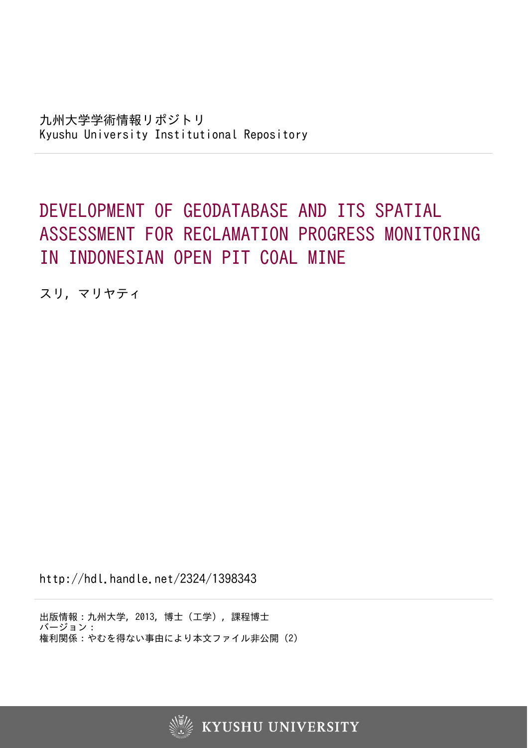九州大学学術情報リポジトリ
Kyushu University Institutional Repository

# DEVELOPMENT OF GEODATABASE AND ITS SPATIAL ASSESSMENT FOR RECLAMATION PROGRESS MONITORING IN INDONESIAN OPEN PIT COAL MINE

スリ, マリヤティ

http://hdl.handle.net/2324/1398343

出版情報：九州大学, 2013, 博士（工学）, 課程博士
バージョン：
権利関係：やむを得ない事由により本文ファイル非公開 (2)

KYUSHU UNIVERSITY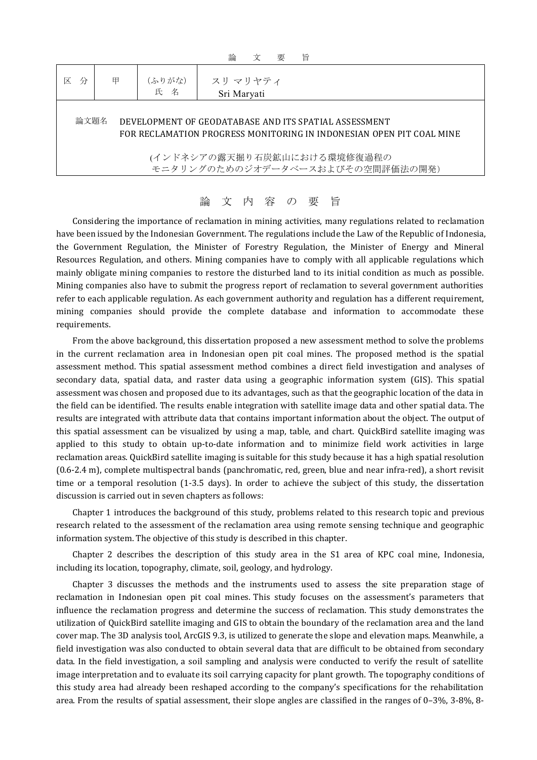# 論　文　要　旨

| 区　分 | 甲 | (ふりがな)<br>氏　名 | スリ マリヤティ<br>Sri Maryati |
|---|---|---|---|

論文題名　DEVELOPMENT OF GEODATABASE AND ITS SPATIAL ASSESSMENT FOR RECLAMATION PROGRESS MONITORING IN INDONESIAN OPEN PIT COAL MINE

(インドネシアの露天掘り石炭鉱山における環境修復過程のモニタリングのためのジオデータベースおよびその空間評価法の開発)

## 論 文 内 容 の 要 旨

Considering the importance of reclamation in mining activities, many regulations related to reclamation have been issued by the Indonesian Government. The regulations include the Law of the Republic of Indonesia, the Government Regulation, the Minister of Forestry Regulation, the Minister of Energy and Mineral Resources Regulation, and others. Mining companies have to comply with all applicable regulations which mainly obligate mining companies to restore the disturbed land to its initial condition as much as possible. Mining companies also have to submit the progress report of reclamation to several government authorities refer to each applicable regulation. As each government authority and regulation has a different requirement, mining companies should provide the complete database and information to accommodate these requirements.

From the above background, this dissertation proposed a new assessment method to solve the problems in the current reclamation area in Indonesian open pit coal mines. The proposed method is the spatial assessment method. This spatial assessment method combines a direct field investigation and analyses of secondary data, spatial data, and raster data using a geographic information system (GIS). This spatial assessment was chosen and proposed due to its advantages, such as that the geographic location of the data in the field can be identified. The results enable integration with satellite image data and other spatial data. The results are integrated with attribute data that contains important information about the object. The output of this spatial assessment can be visualized by using a map, table, and chart. QuickBird satellite imaging was applied to this study to obtain up-to-date information and to minimize field work activities in large reclamation areas. QuickBird satellite imaging is suitable for this study because it has a high spatial resolution (0.6-2.4 m), complete multispectral bands (panchromatic, red, green, blue and near infra-red), a short revisit time or a temporal resolution (1-3.5 days). In order to achieve the subject of this study, the dissertation discussion is carried out in seven chapters as follows:

Chapter 1 introduces the background of this study, problems related to this research topic and previous research related to the assessment of the reclamation area using remote sensing technique and geographic information system. The objective of this study is described in this chapter.

Chapter 2 describes the description of this study area in the S1 area of KPC coal mine, Indonesia, including its location, topography, climate, soil, geology, and hydrology.

Chapter 3 discusses the methods and the instruments used to assess the site preparation stage of reclamation in Indonesian open pit coal mines. This study focuses on the assessment's parameters that influence the reclamation progress and determine the success of reclamation. This study demonstrates the utilization of QuickBird satellite imaging and GIS to obtain the boundary of the reclamation area and the land cover map. The 3D analysis tool, ArcGIS 9.3, is utilized to generate the slope and elevation maps. Meanwhile, a field investigation was also conducted to obtain several data that are difficult to be obtained from secondary data. In the field investigation, a soil sampling and analysis were conducted to verify the result of satellite image interpretation and to evaluate its soil carrying capacity for plant growth. The topography conditions of this study area had already been reshaped according to the company's specifications for the rehabilitation area. From the results of spatial assessment, their slope angles are classified in the ranges of 0–3%, 3-8%, 8-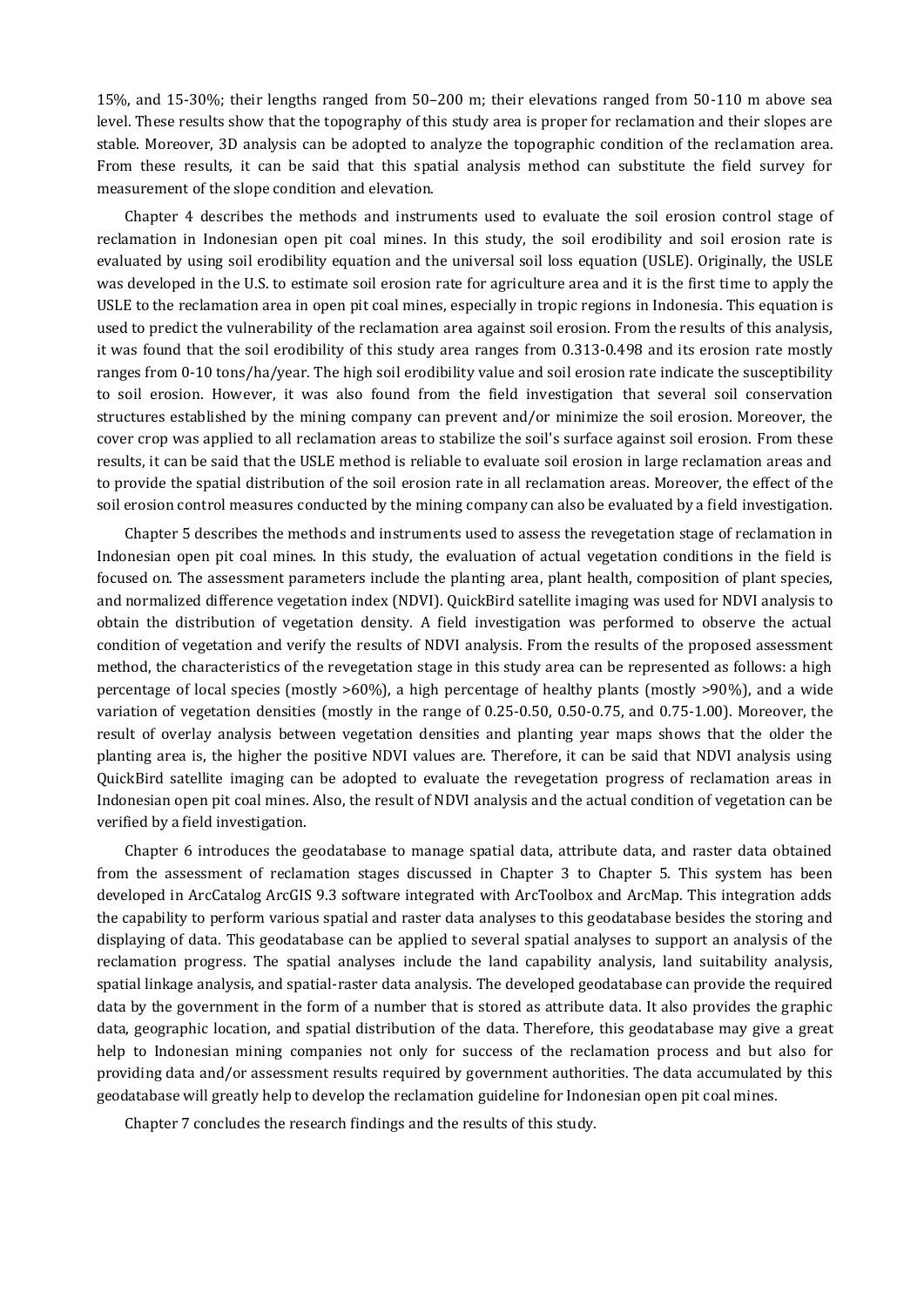15%, and 15-30%; their lengths ranged from 50–200 m; their elevations ranged from 50-110 m above sea level. These results show that the topography of this study area is proper for reclamation and their slopes are stable. Moreover, 3D analysis can be adopted to analyze the topographic condition of the reclamation area. From these results, it can be said that this spatial analysis method can substitute the field survey for measurement of the slope condition and elevation.

Chapter 4 describes the methods and instruments used to evaluate the soil erosion control stage of reclamation in Indonesian open pit coal mines. In this study, the soil erodibility and soil erosion rate is evaluated by using soil erodibility equation and the universal soil loss equation (USLE). Originally, the USLE was developed in the U.S. to estimate soil erosion rate for agriculture area and it is the first time to apply the USLE to the reclamation area in open pit coal mines, especially in tropic regions in Indonesia. This equation is used to predict the vulnerability of the reclamation area against soil erosion. From the results of this analysis, it was found that the soil erodibility of this study area ranges from 0.313-0.498 and its erosion rate mostly ranges from 0-10 tons/ha/year. The high soil erodibility value and soil erosion rate indicate the susceptibility to soil erosion. However, it was also found from the field investigation that several soil conservation structures established by the mining company can prevent and/or minimize the soil erosion. Moreover, the cover crop was applied to all reclamation areas to stabilize the soil's surface against soil erosion. From these results, it can be said that the USLE method is reliable to evaluate soil erosion in large reclamation areas and to provide the spatial distribution of the soil erosion rate in all reclamation areas. Moreover, the effect of the soil erosion control measures conducted by the mining company can also be evaluated by a field investigation.

Chapter 5 describes the methods and instruments used to assess the revegetation stage of reclamation in Indonesian open pit coal mines. In this study, the evaluation of actual vegetation conditions in the field is focused on. The assessment parameters include the planting area, plant health, composition of plant species, and normalized difference vegetation index (NDVI). QuickBird satellite imaging was used for NDVI analysis to obtain the distribution of vegetation density. A field investigation was performed to observe the actual condition of vegetation and verify the results of NDVI analysis. From the results of the proposed assessment method, the characteristics of the revegetation stage in this study area can be represented as follows: a high percentage of local species (mostly >60%), a high percentage of healthy plants (mostly >90%), and a wide variation of vegetation densities (mostly in the range of 0.25-0.50, 0.50-0.75, and 0.75-1.00). Moreover, the result of overlay analysis between vegetation densities and planting year maps shows that the older the planting area is, the higher the positive NDVI values are. Therefore, it can be said that NDVI analysis using QuickBird satellite imaging can be adopted to evaluate the revegetation progress of reclamation areas in Indonesian open pit coal mines. Also, the result of NDVI analysis and the actual condition of vegetation can be verified by a field investigation.

Chapter 6 introduces the geodatabase to manage spatial data, attribute data, and raster data obtained from the assessment of reclamation stages discussed in Chapter 3 to Chapter 5. This system has been developed in ArcCatalog ArcGIS 9.3 software integrated with ArcToolbox and ArcMap. This integration adds the capability to perform various spatial and raster data analyses to this geodatabase besides the storing and displaying of data. This geodatabase can be applied to several spatial analyses to support an analysis of the reclamation progress. The spatial analyses include the land capability analysis, land suitability analysis, spatial linkage analysis, and spatial-raster data analysis. The developed geodatabase can provide the required data by the government in the form of a number that is stored as attribute data. It also provides the graphic data, geographic location, and spatial distribution of the data. Therefore, this geodatabase may give a great help to Indonesian mining companies not only for success of the reclamation process and but also for providing data and/or assessment results required by government authorities. The data accumulated by this geodatabase will greatly help to develop the reclamation guideline for Indonesian open pit coal mines.

Chapter 7 concludes the research findings and the results of this study.